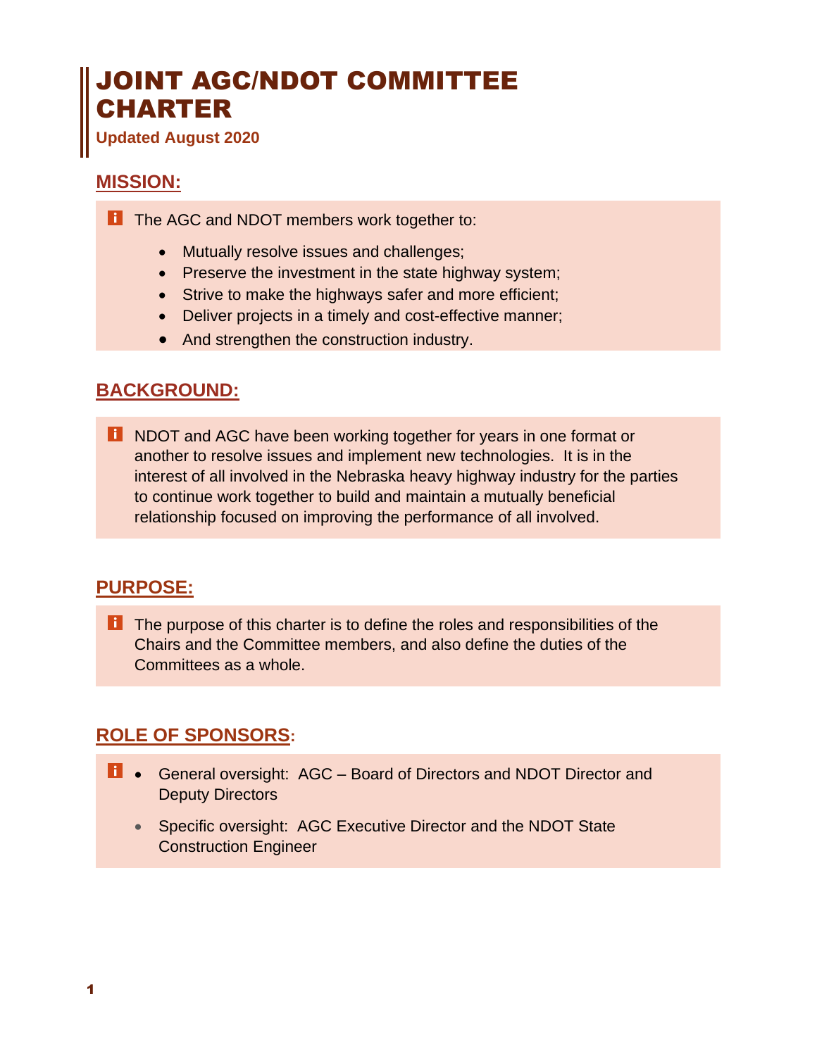# JOINT AGC/NDOT COMMITTEE CHARTER

**Updated August 2020**

## MISSION:

The AGC and NDOT members work together to:

- Mutually resolve issues and challenges;
- Preserve the investment in the state highway system;
- Strive to make the highways safer and more efficient;
- Deliver projects in a timely and cost-effective manner;
- And strengthen the construction industry.

## BACKGROUND:

NDOT and AGC have been working together for years in one format or another to resolve issues and implement new technologies. It is in the interest of all involved in the Nebraska heavy highway industry for the parties to continue work together to build and maintain a mutually beneficial relationship focused on improving the performance of all involved.

## PURPOSE:

The purpose of this charter is to define the roles and responsibilities of the Chairs and the Committee members, and also define the duties of the Committees as a whole.

## ROLE OF SPONSORS:

- General oversight: AGC – Board of Directors and NDOT Director and Deputy Directors
- Specific oversight: AGC Executive Director and the NDOT State Construction Engineer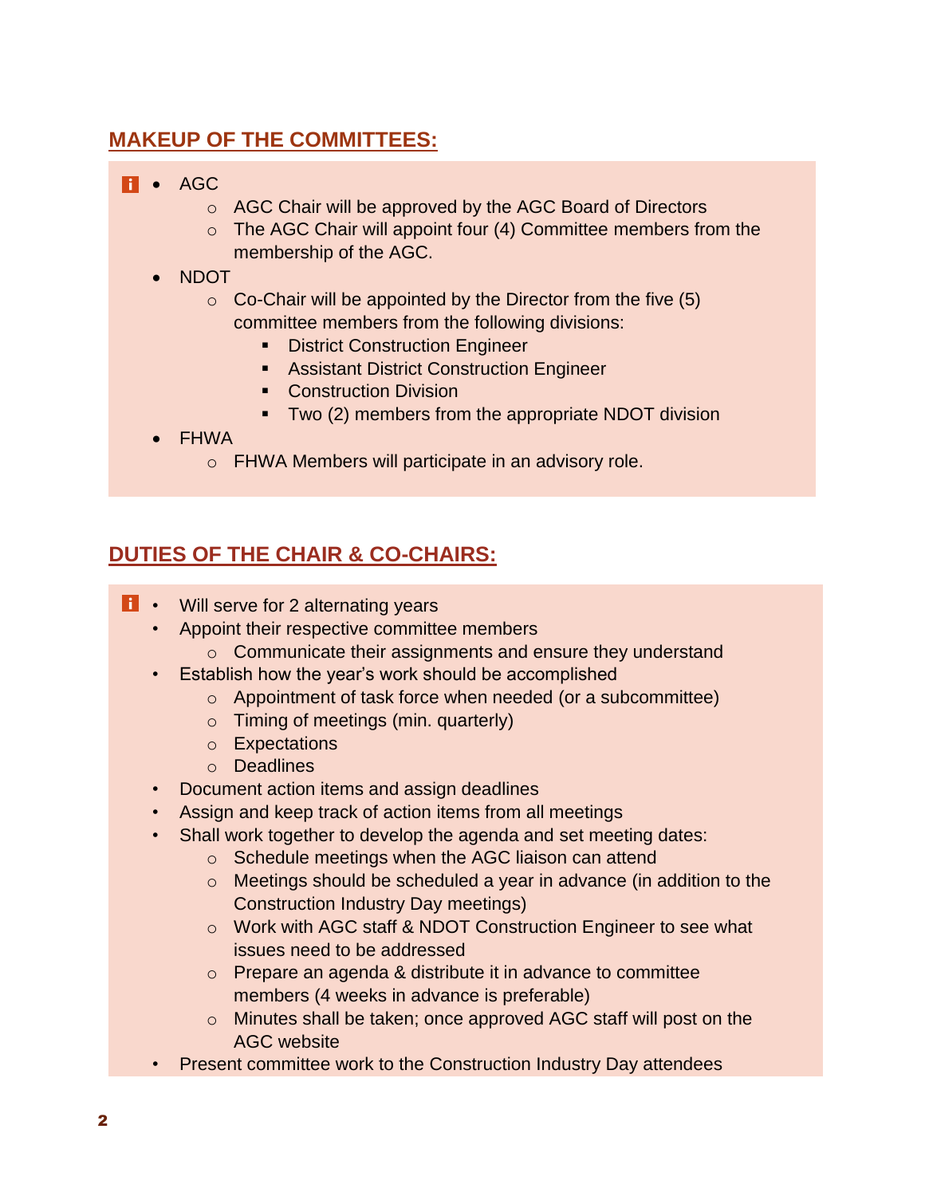## MAKEUP OF THE COMMITTEES:

- AGC
  - AGC Chair will be approved by the AGC Board of Directors
  - The AGC Chair will appoint four (4) Committee members from the membership of the AGC.
- NDOT
  - Co-Chair will be appointed by the Director from the five (5) committee members from the following divisions:
    - District Construction Engineer
    - Assistant District Construction Engineer
    - Construction Division
    - Two (2) members from the appropriate NDOT division
- FHWA
  - FHWA Members will participate in an advisory role.

## DUTIES OF THE CHAIR & CO-CHAIRS:

- Will serve for 2 alternating years
- Appoint their respective committee members
  - Communicate their assignments and ensure they understand
- Establish how the year's work should be accomplished
  - Appointment of task force when needed (or a subcommittee)
  - Timing of meetings (min. quarterly)
  - Expectations
  - Deadlines
- Document action items and assign deadlines
- Assign and keep track of action items from all meetings
- Shall work together to develop the agenda and set meeting dates:
  - Schedule meetings when the AGC liaison can attend
  - Meetings should be scheduled a year in advance (in addition to the Construction Industry Day meetings)
  - Work with AGC staff & NDOT Construction Engineer to see what issues need to be addressed
  - Prepare an agenda & distribute it in advance to committee members (4 weeks in advance is preferable)
  - Minutes shall be taken; once approved AGC staff will post on the AGC website
- Present committee work to the Construction Industry Day attendees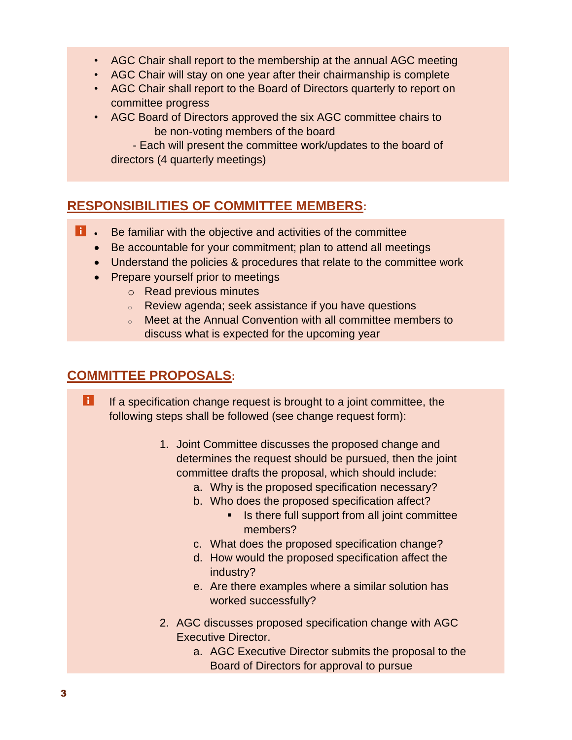- AGC Chair shall report to the membership at the annual AGC meeting
- AGC Chair will stay on one year after their chairmanship is complete
- AGC Chair shall report to the Board of Directors quarterly to report on committee progress
- AGC Board of Directors approved the six AGC committee chairs to be non-voting members of the board
  - Each will present the committee work/updates to the board of directors (4 quarterly meetings)

## RESPONSIBILITIES OF COMMITTEE MEMBERS:

- Be familiar with the objective and activities of the committee
- Be accountable for your commitment; plan to attend all meetings
- Understand the policies & procedures that relate to the committee work
- Prepare yourself prior to meetings
  - Read previous minutes
  - Review agenda; seek assistance if you have questions
  - Meet at the Annual Convention with all committee members to discuss what is expected for the upcoming year

## COMMITTEE PROPOSALS:

If a specification change request is brought to a joint committee, the following steps shall be followed (see change request form):

1. Joint Committee discusses the proposed change and determines the request should be pursued, then the joint committee drafts the proposal, which should include:
   a. Why is the proposed specification necessary?
   b. Who does the proposed specification affect?
      - Is there full support from all joint committee members?
   c. What does the proposed specification change?
   d. How would the proposed specification affect the industry?
   e. Are there examples where a similar solution has worked successfully?
2. AGC discusses proposed specification change with AGC Executive Director.
   a. AGC Executive Director submits the proposal to the Board of Directors for approval to pursue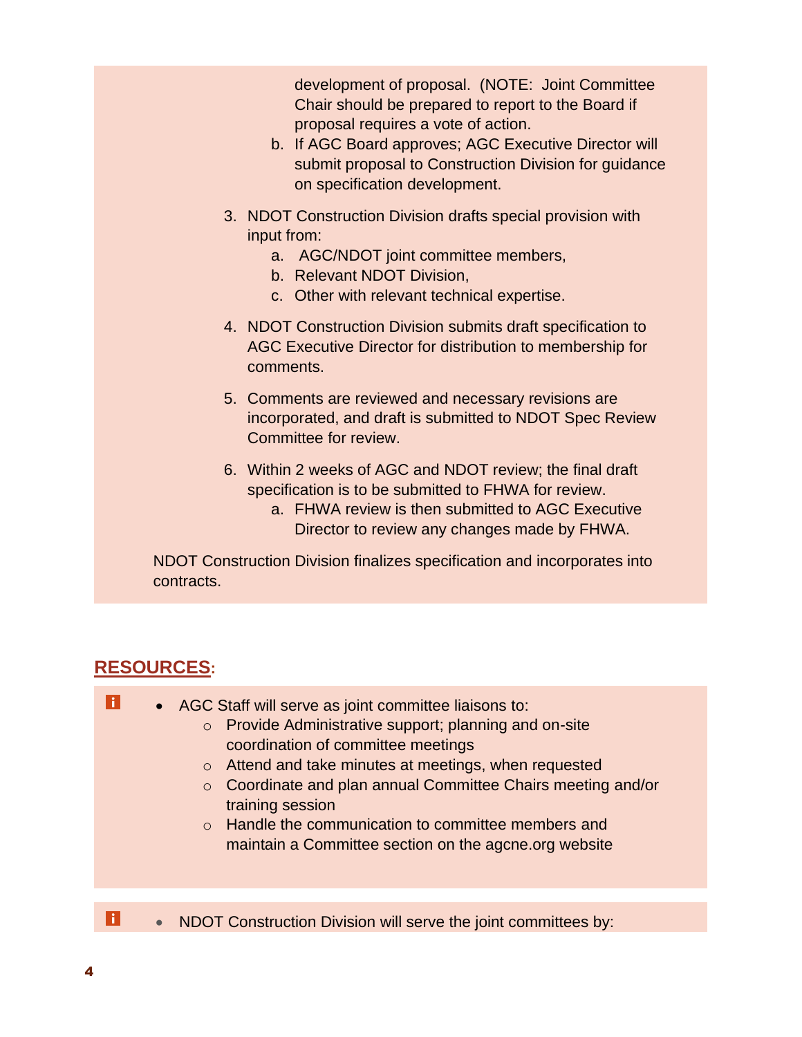development of proposal. (NOTE: Joint Committee Chair should be prepared to report to the Board if proposal requires a vote of action.

   b. If AGC Board approves; AGC Executive Director will submit proposal to Construction Division for guidance on specification development.

3. NDOT Construction Division drafts special provision with input from:
   a. AGC/NDOT joint committee members,
   b. Relevant NDOT Division,
   c. Other with relevant technical expertise.

4. NDOT Construction Division submits draft specification to AGC Executive Director for distribution to membership for comments.

5. Comments are reviewed and necessary revisions are incorporated, and draft is submitted to NDOT Spec Review Committee for review.

6. Within 2 weeks of AGC and NDOT review; the final draft specification is to be submitted to FHWA for review.
   a. FHWA review is then submitted to AGC Executive Director to review any changes made by FHWA.

NDOT Construction Division finalizes specification and incorporates into contracts.

## RESOURCES:

- AGC Staff will serve as joint committee liaisons to:
  - Provide Administrative support; planning and on-site coordination of committee meetings
  - Attend and take minutes at meetings, when requested
  - Coordinate and plan annual Committee Chairs meeting and/or training session
  - Handle the communication to committee members and maintain a Committee section on the agcne.org website

- NDOT Construction Division will serve the joint committees by: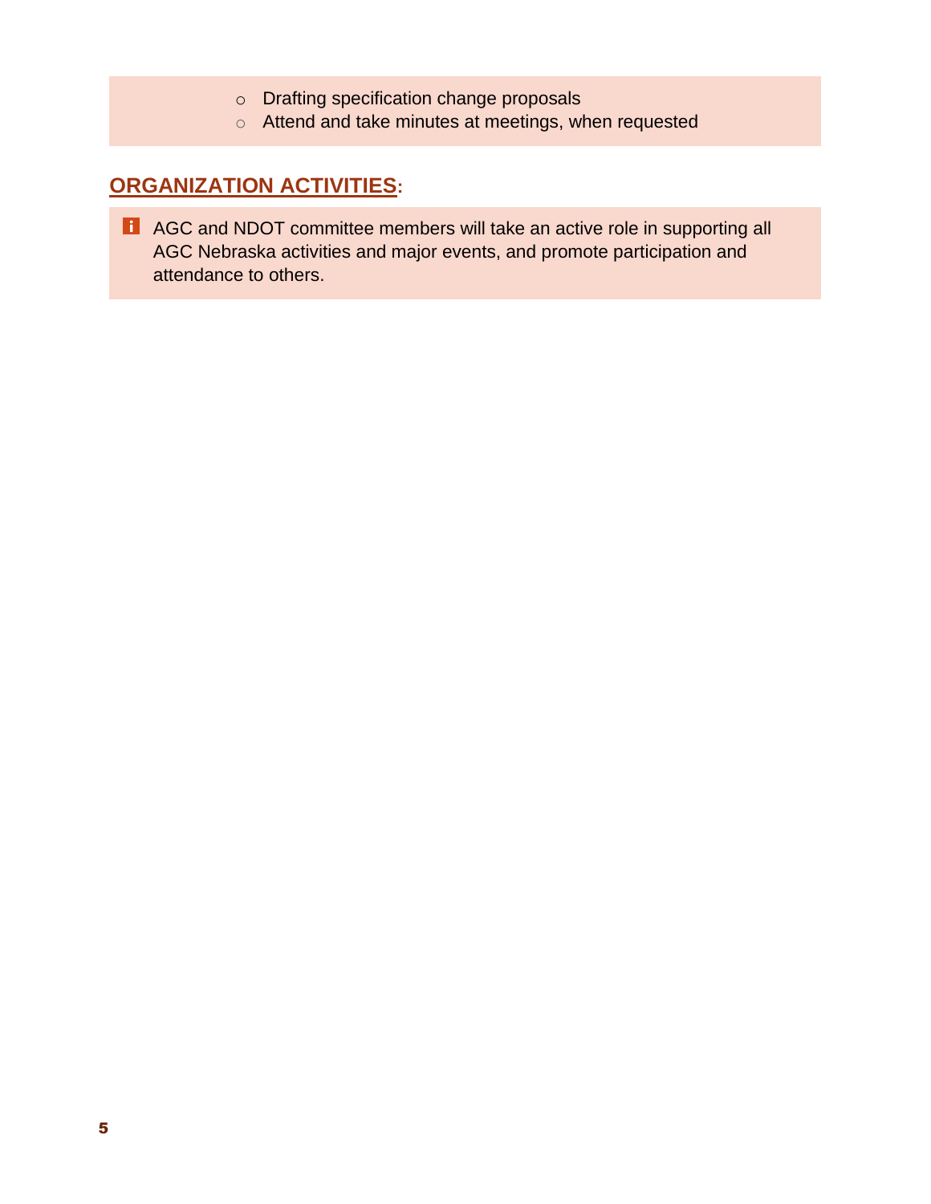- Drafting specification change proposals
  - Attend and take minutes at meetings, when requested

## ORGANIZATION ACTIVITIES:

- AGC and NDOT committee members will take an active role in supporting all AGC Nebraska activities and major events, and promote participation and attendance to others.